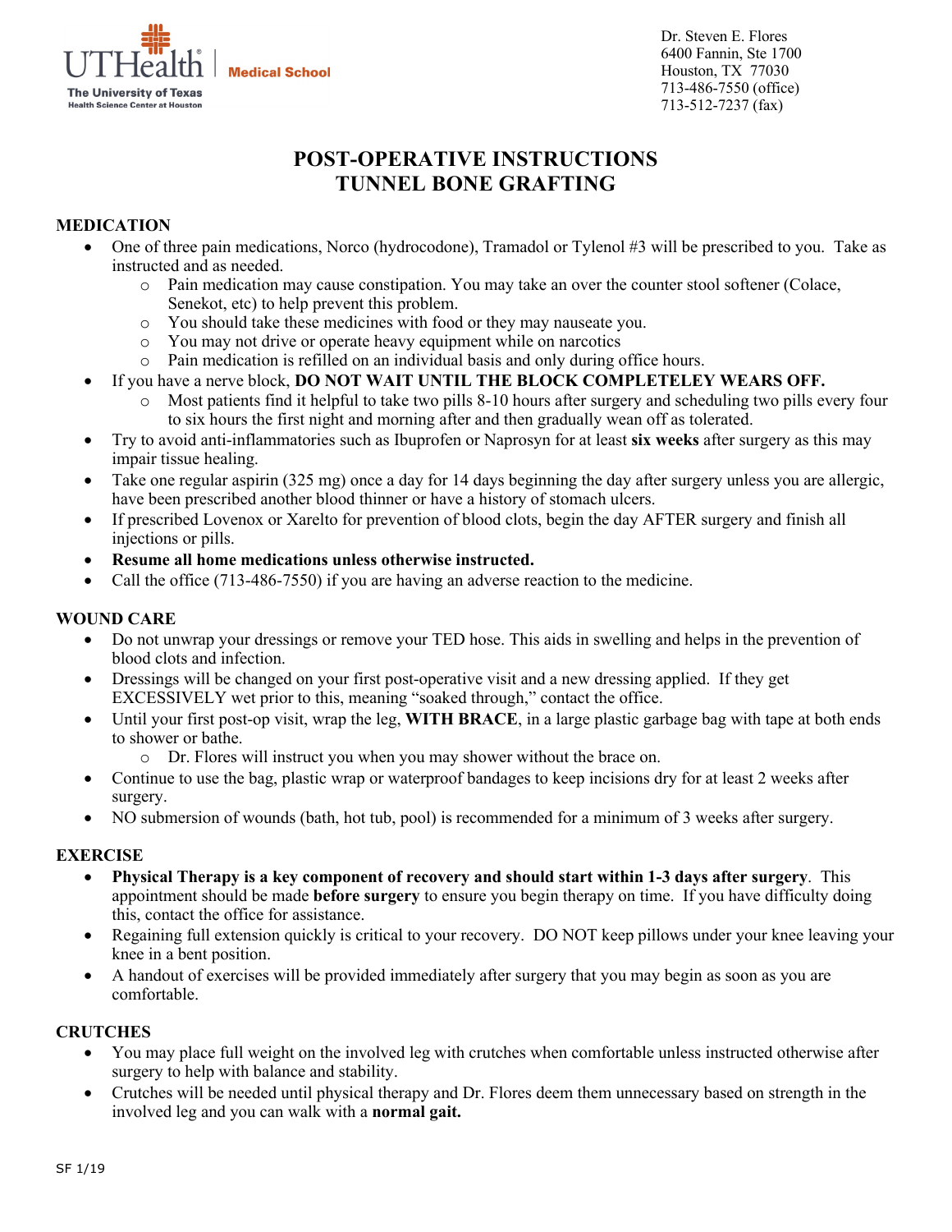UTHealth | Medical School
The University of Texas Health Science Center at Houston

Dr. Steven E. Flores
6400 Fannin, Ste 1700
Houston, TX 77030
713-486-7550 (office)
713-512-7237 (fax)

# POST-OPERATIVE INSTRUCTIONS
# TUNNEL BONE GRAFTING

## MEDICATION

- One of three pain medications, Norco (hydrocodone), Tramadol or Tylenol #3 will be prescribed to you. Take as instructed and as needed.
  - Pain medication may cause constipation. You may take an over the counter stool softener (Colace, Senekot, etc) to help prevent this problem.
  - You should take these medicines with food or they may nauseate you.
  - You may not drive or operate heavy equipment while on narcotics
  - Pain medication is refilled on an individual basis and only during office hours.
- If you have a nerve block, **DO NOT WAIT UNTIL THE BLOCK COMPLETELEY WEARS OFF.**
  - Most patients find it helpful to take two pills 8-10 hours after surgery and scheduling two pills every four to six hours the first night and morning after and then gradually wean off as tolerated.
- Try to avoid anti-inflammatories such as Ibuprofen or Naprosyn for at least **six weeks** after surgery as this may impair tissue healing.
- Take one regular aspirin (325 mg) once a day for 14 days beginning the day after surgery unless you are allergic, have been prescribed another blood thinner or have a history of stomach ulcers.
- If prescribed Lovenox or Xarelto for prevention of blood clots, begin the day AFTER surgery and finish all injections or pills.
- **Resume all home medications unless otherwise instructed.**
- Call the office (713-486-7550) if you are having an adverse reaction to the medicine.

## WOUND CARE

- Do not unwrap your dressings or remove your TED hose. This aids in swelling and helps in the prevention of blood clots and infection.
- Dressings will be changed on your first post-operative visit and a new dressing applied. If they get EXCESSIVELY wet prior to this, meaning "soaked through," contact the office.
- Until your first post-op visit, wrap the leg, **WITH BRACE**, in a large plastic garbage bag with tape at both ends to shower or bathe.
  - Dr. Flores will instruct you when you may shower without the brace on.
- Continue to use the bag, plastic wrap or waterproof bandages to keep incisions dry for at least 2 weeks after surgery.
- NO submersion of wounds (bath, hot tub, pool) is recommended for a minimum of 3 weeks after surgery.

## EXERCISE

- **Physical Therapy is a key component of recovery and should start within 1-3 days after surgery**. This appointment should be made **before surgery** to ensure you begin therapy on time. If you have difficulty doing this, contact the office for assistance.
- Regaining full extension quickly is critical to your recovery. DO NOT keep pillows under your knee leaving your knee in a bent position.
- A handout of exercises will be provided immediately after surgery that you may begin as soon as you are comfortable.

## CRUTCHES

- You may place full weight on the involved leg with crutches when comfortable unless instructed otherwise after surgery to help with balance and stability.
- Crutches will be needed until physical therapy and Dr. Flores deem them unnecessary based on strength in the involved leg and you can walk with a **normal gait.**

SF 1/19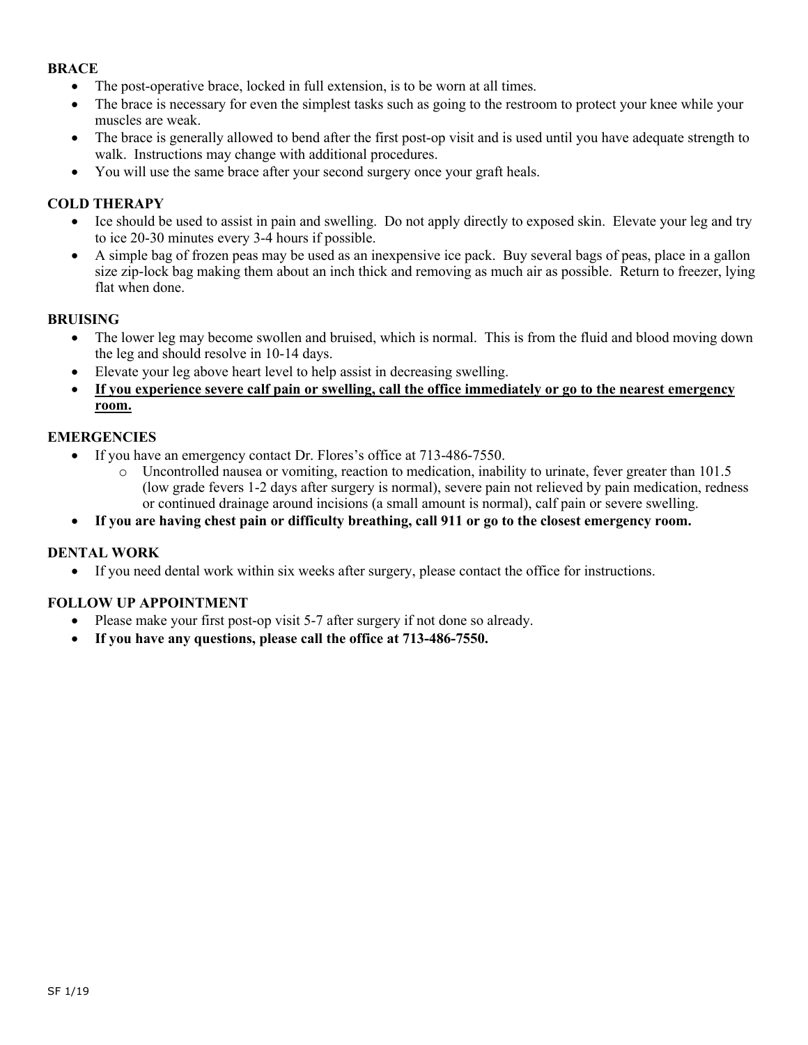**BRACE**

- The post-operative brace, locked in full extension, is to be worn at all times.
- The brace is necessary for even the simplest tasks such as going to the restroom to protect your knee while your muscles are weak.
- The brace is generally allowed to bend after the first post-op visit and is used until you have adequate strength to walk. Instructions may change with additional procedures.
- You will use the same brace after your second surgery once your graft heals.

**COLD THERAPY**

- Ice should be used to assist in pain and swelling. Do not apply directly to exposed skin. Elevate your leg and try to ice 20-30 minutes every 3-4 hours if possible.
- A simple bag of frozen peas may be used as an inexpensive ice pack. Buy several bags of peas, place in a gallon size zip-lock bag making them about an inch thick and removing as much air as possible. Return to freezer, lying flat when done.

**BRUISING**

- The lower leg may become swollen and bruised, which is normal. This is from the fluid and blood moving down the leg and should resolve in 10-14 days.
- Elevate your leg above heart level to help assist in decreasing swelling.
- <u>**If you experience severe calf pain or swelling, call the office immediately or go to the nearest emergency room.**</u>

**EMERGENCIES**

- If you have an emergency contact Dr. Flores's office at 713-486-7550.
  - Uncontrolled nausea or vomiting, reaction to medication, inability to urinate, fever greater than 101.5 (low grade fevers 1-2 days after surgery is normal), severe pain not relieved by pain medication, redness or continued drainage around incisions (a small amount is normal), calf pain or severe swelling.
- **If you are having chest pain or difficulty breathing, call 911 or go to the closest emergency room.**

**DENTAL WORK**

- If you need dental work within six weeks after surgery, please contact the office for instructions.

**FOLLOW UP APPOINTMENT**

- Please make your first post-op visit 5-7 after surgery if not done so already.
- **If you have any questions, please call the office at 713-486-7550.**

SF 1/19